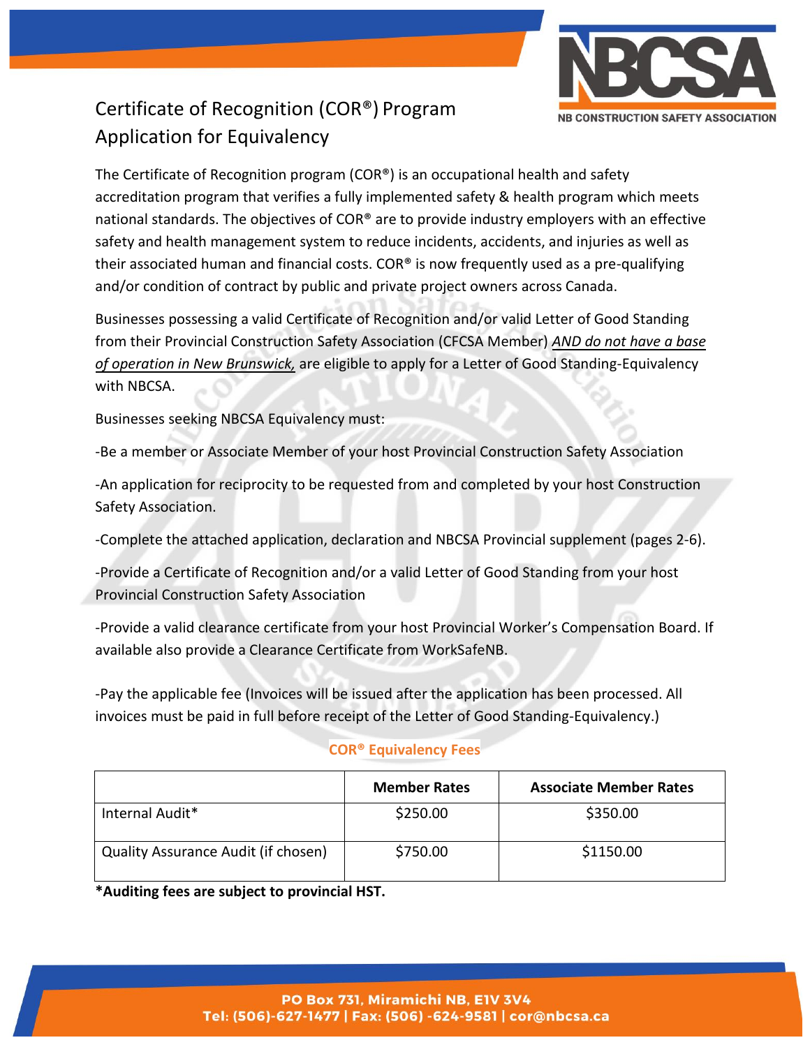# Certificate of Recognition (COR®) Program Application for Equivalency

The Certificate of Recognition program (COR®) is an occupational health and safety accreditation program that verifies a fully implemented safety & health program which meets national standards. The objectives of COR® are to provide industry employers with an effective safety and health management system to reduce incidents, accidents, and injuries as well as their associated human and financial costs. COR® is now frequently used as a pre-qualifying and/or condition of contract by public and private project owners across Canada.

Businesses possessing a valid Certificate of Recognition and/or valid Letter of Good Standing from their Provincial Construction Safety Association (CFCSA Member) ***AND do not have a base of operation in New Brunswick,*** are eligible to apply for a Letter of Good Standing-Equivalency with NBCSA.

Businesses seeking NBCSA Equivalency must:

-Be a member or Associate Member of your host Provincial Construction Safety Association

-An application for reciprocity to be requested from and completed by your host Construction Safety Association.

-Complete the attached application, declaration and NBCSA Provincial supplement (pages 2-6).

-Provide a Certificate of Recognition and/or a valid Letter of Good Standing from your host Provincial Construction Safety Association

-Provide a valid clearance certificate from your host Provincial Worker's Compensation Board. If available also provide a Clearance Certificate from WorkSafeNB.

-Pay the applicable fee (Invoices will be issued after the application has been processed. All invoices must be paid in full before receipt of the Letter of Good Standing-Equivalency.)

**COR® Equivalency Fees**

| | Member Rates | Associate Member Rates |
|---|---|---|
| Internal Audit* | $250.00 | $350.00 |
| Quality Assurance Audit (if chosen) | $750.00 | $1150.00 |

***Auditing fees are subject to provincial HST.**

PO Box 731, Miramichi NB, E1V 3V4
Tel: (506)-627-1477 | Fax: (506) -624-9581 | cor@nbcsa.ca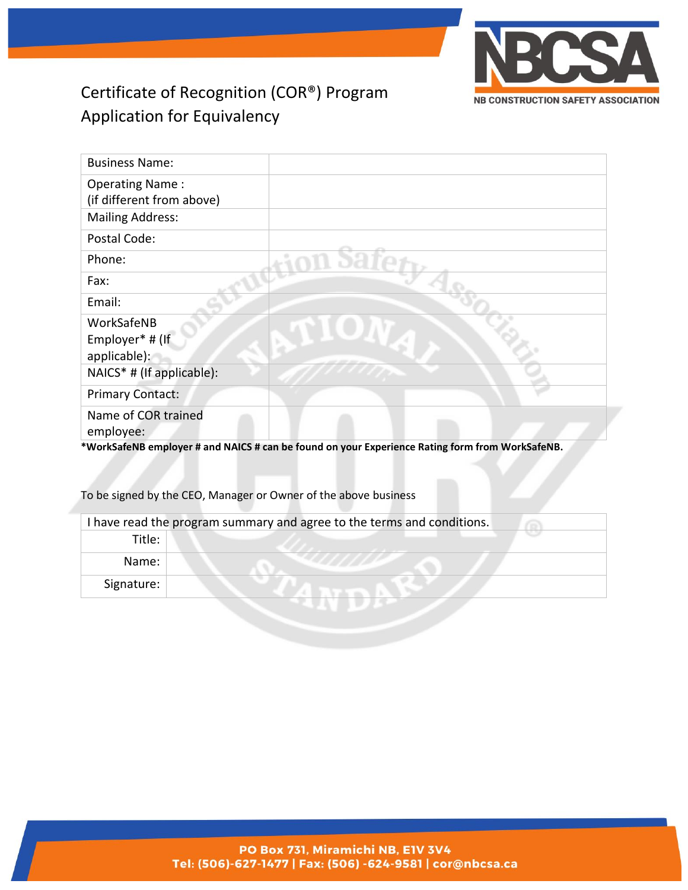# Certificate of Recognition (COR®) Program Application for Equivalency

| Business Name: | |
|---|---|
| Operating Name : (if different from above) | |
| Mailing Address: | |
| Postal Code: | |
| Phone: | |
| Fax: | |
| Email: | |
| WorkSafeNB Employer* # (If applicable): | |
| NAICS* # (If applicable): | |
| Primary Contact: | |
| Name of COR trained employee: | |

***WorkSafeNB employer # and NAICS # can be found on your Experience Rating form from WorkSafeNB.**

To be signed by the CEO, Manager or Owner of the above business

| I have read the program summary and agree to the terms and conditions. | |
|---|---|
| Title: | |
| Name: | |
| Signature: | |

**PO Box 731, Miramichi NB, E1V 3V4**
**Tel: (506)-627-1477 | Fax: (506) -624-9581 | cor@nbcsa.ca**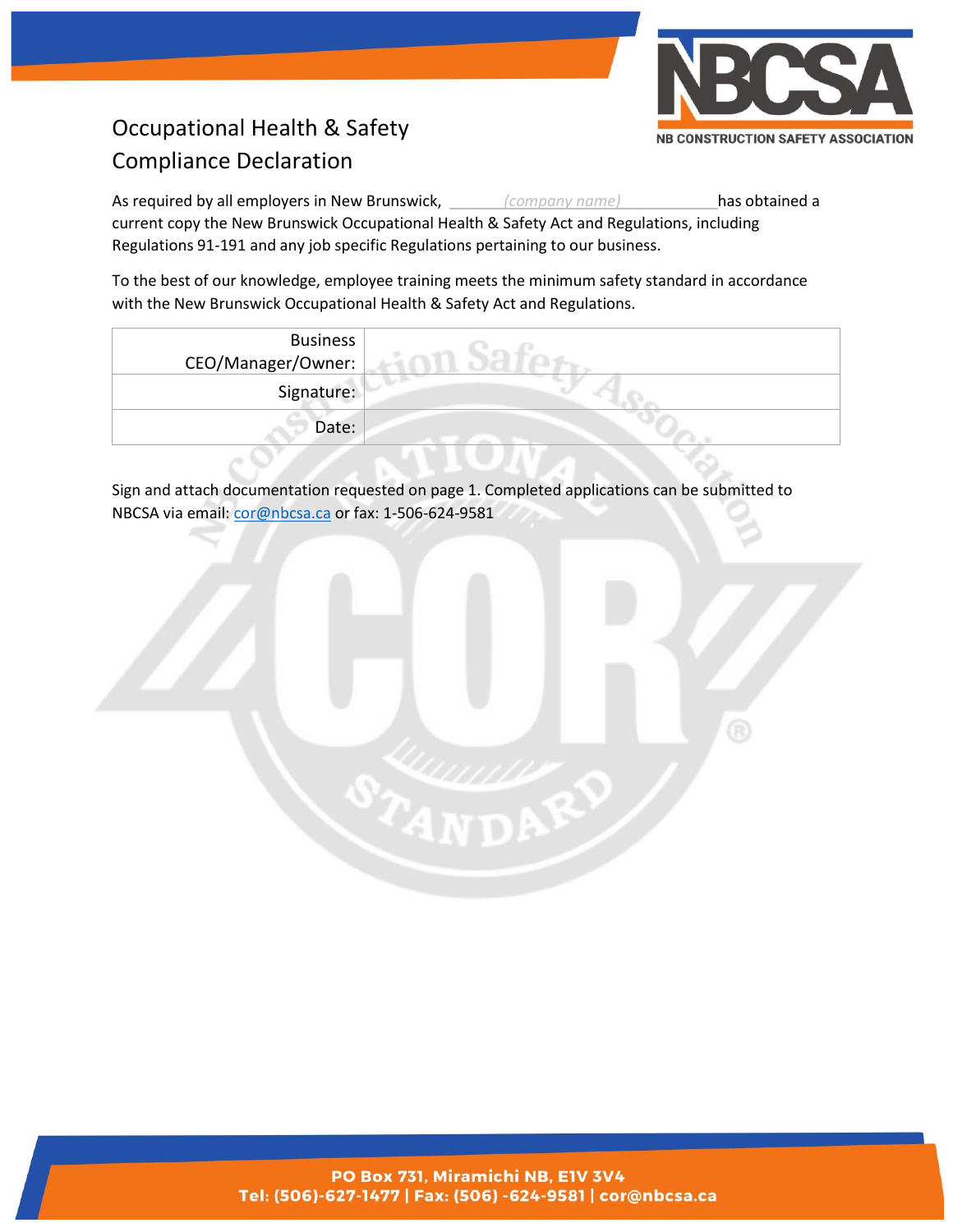# Occupational Health & Safety Compliance Declaration

As required by all employers in New Brunswick, ______*(company name)*______ has obtained a current copy the New Brunswick Occupational Health & Safety Act and Regulations, including Regulations 91-191 and any job specific Regulations pertaining to our business.

To the best of our knowledge, employee training meets the minimum safety standard in accordance with the New Brunswick Occupational Health & Safety Act and Regulations.

| | |
|---|---|
| Business CEO/Manager/Owner: | |
| Signature: | |
| Date: | |

Sign and attach documentation requested on page 1. Completed applications can be submitted to NBCSA via email: cor@nbcsa.ca or fax: 1-506-624-9581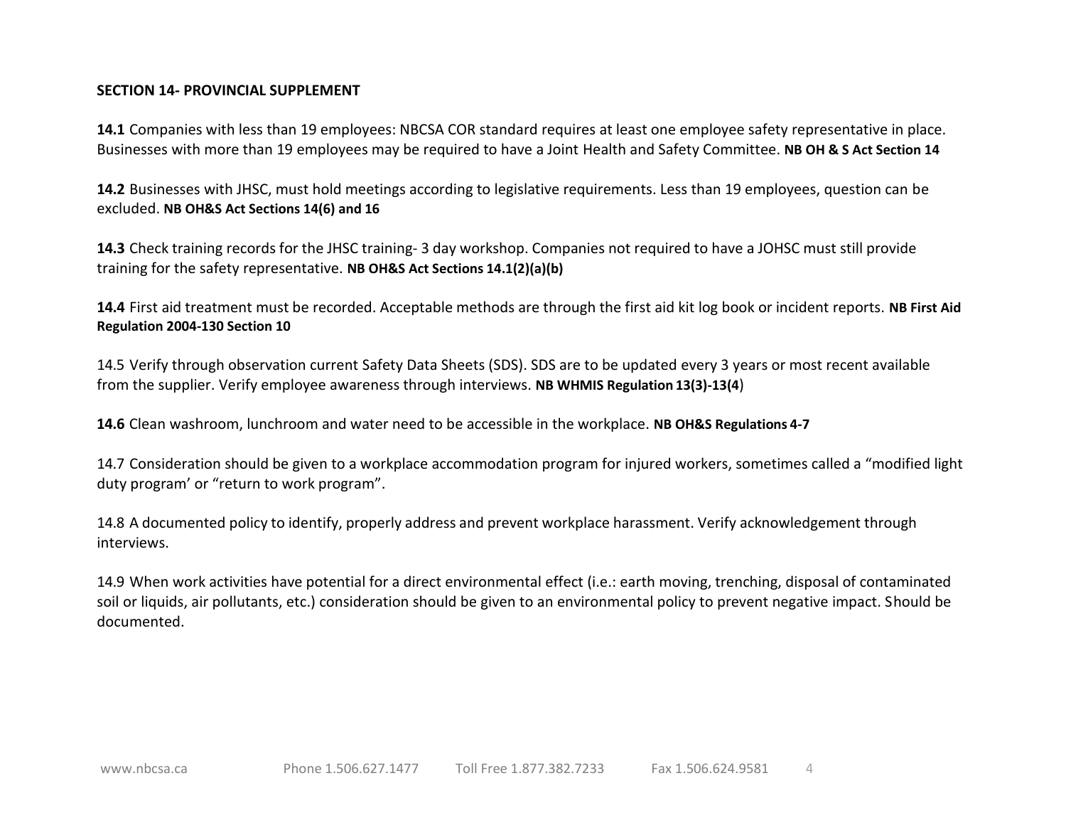**SECTION 14- PROVINCIAL SUPPLEMENT**

**14.1** Companies with less than 19 employees: NBCSA COR standard requires at least one employee safety representative in place. Businesses with more than 19 employees may be required to have a Joint Health and Safety Committee. **NB OH & S Act Section 14**

**14.2** Businesses with JHSC, must hold meetings according to legislative requirements. Less than 19 employees, question can be excluded. **NB OH&S Act Sections 14(6) and 16**

**14.3** Check training records for the JHSC training- 3 day workshop. Companies not required to have a JOHSC must still provide training for the safety representative. **NB OH&S Act Sections 14.1(2)(a)(b)**

**14.4** First aid treatment must be recorded. Acceptable methods are through the first aid kit log book or incident reports. **NB First Aid Regulation 2004-130 Section 10**

14.5 Verify through observation current Safety Data Sheets (SDS). SDS are to be updated every 3 years or most recent available from the supplier. Verify employee awareness through interviews. **NB WHMIS Regulation 13(3)-13(4**)

**14.6** Clean washroom, lunchroom and water need to be accessible in the workplace. **NB OH&S Regulations 4-7**

14.7 Consideration should be given to a workplace accommodation program for injured workers, sometimes called a "modified light duty program' or "return to work program".

14.8 A documented policy to identify, properly address and prevent workplace harassment. Verify acknowledgement through interviews.

14.9 When work activities have potential for a direct environmental effect (i.e.: earth moving, trenching, disposal of contaminated soil or liquids, air pollutants, etc.) consideration should be given to an environmental policy to prevent negative impact. Should be documented.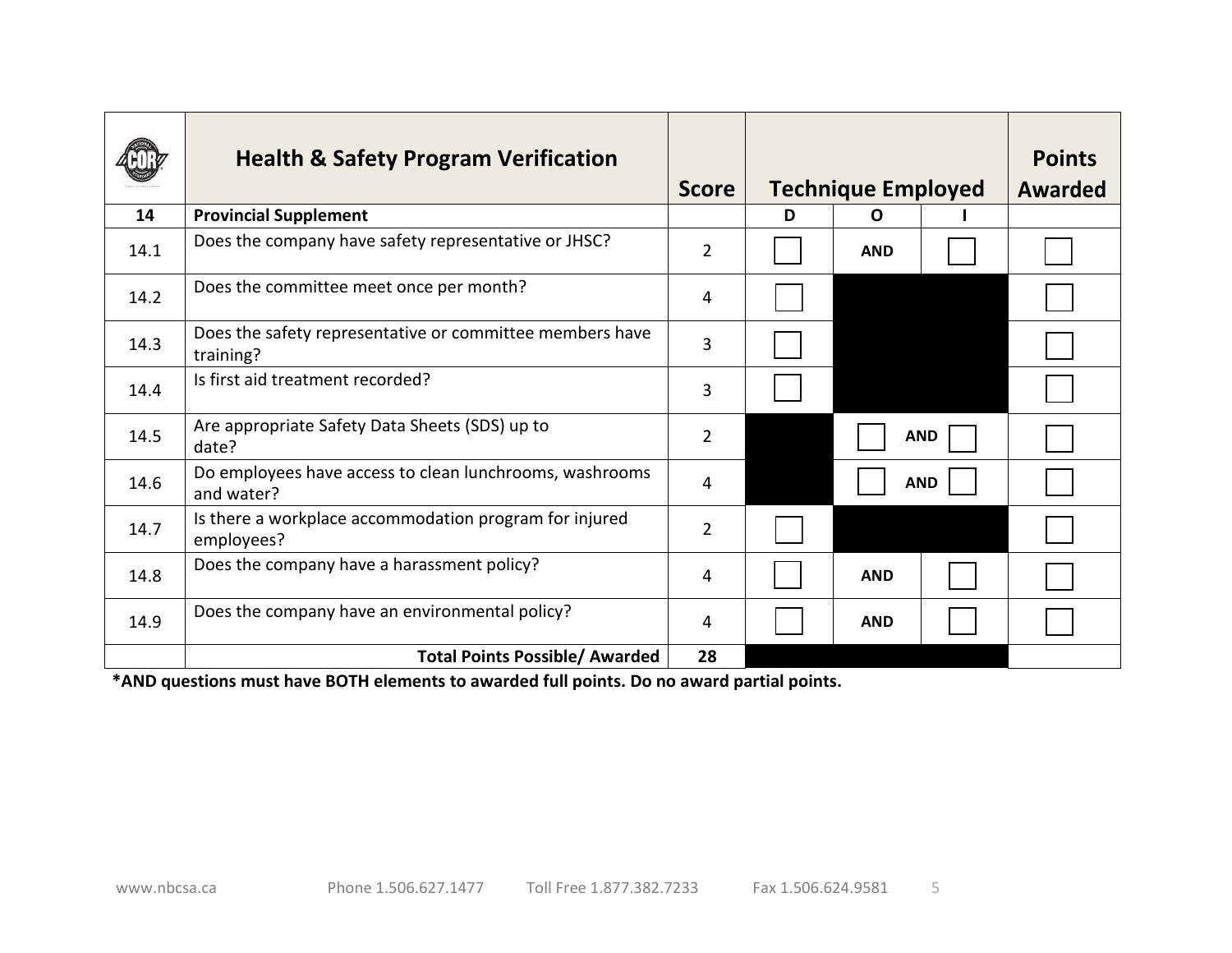| | Health & Safety Program Verification | Score | Technique Employed | | | Points Awarded |
|---|---|---|---|---|---|---|
| **14** | **Provincial Supplement** | | **D** | **O** | **I** | |
| 14.1 | Does the company have safety representative or JHSC? | 2 | ☐ | **AND** | ☐ | ☐ |
| 14.2 | Does the committee meet once per month? | 4 | ☐ | | | ☐ |
| 14.3 | Does the safety representative or committee members have training? | 3 | ☐ | | | ☐ |
| 14.4 | Is first aid treatment recorded? | 3 | ☐ | | | ☐ |
| 14.5 | Are appropriate Safety Data Sheets (SDS) up to date? | 2 | | ☐ **AND** | ☐ | ☐ |
| 14.6 | Do employees have access to clean lunchrooms, washrooms and water? | 4 | | ☐ **AND** | ☐ | ☐ |
| 14.7 | Is there a workplace accommodation program for injured employees? | 2 | ☐ | | | ☐ |
| 14.8 | Does the company have a harassment policy? | 4 | ☐ | **AND** | ☐ | ☐ |
| 14.9 | Does the company have an environmental policy? | 4 | ☐ | **AND** | ☐ | ☐ |
| | **Total Points Possible/ Awarded** | **28** | | | | |

**\*AND questions must have BOTH elements to awarded full points. Do no award partial points.**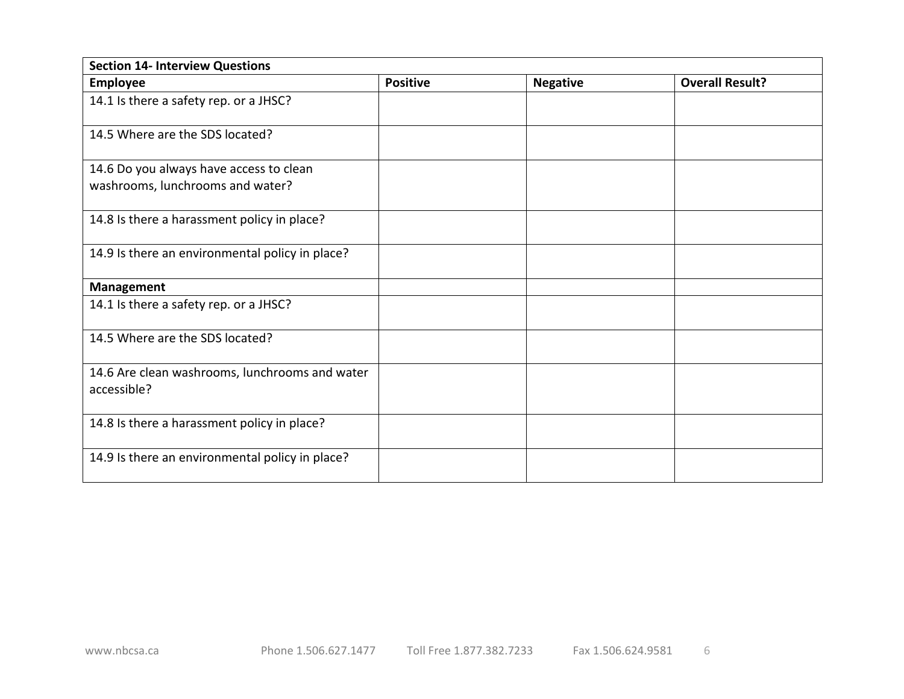| Section 14- Interview Questions | | | |
|---|---|---|---|
| **Employee** | **Positive** | **Negative** | **Overall Result?** |
| 14.1 Is there a safety rep. or a JHSC? | | | |
| 14.5 Where are the SDS located? | | | |
| 14.6 Do you always have access to clean washrooms, lunchrooms and water? | | | |
| 14.8 Is there a harassment policy in place? | | | |
| 14.9 Is there an environmental policy in place? | | | |
| **Management** | | | |
| 14.1 Is there a safety rep. or a JHSC? | | | |
| 14.5 Where are the SDS located? | | | |
| 14.6 Are clean washrooms, lunchrooms and water accessible? | | | |
| 14.8 Is there a harassment policy in place? | | | |
| 14.9 Is there an environmental policy in place? | | | |